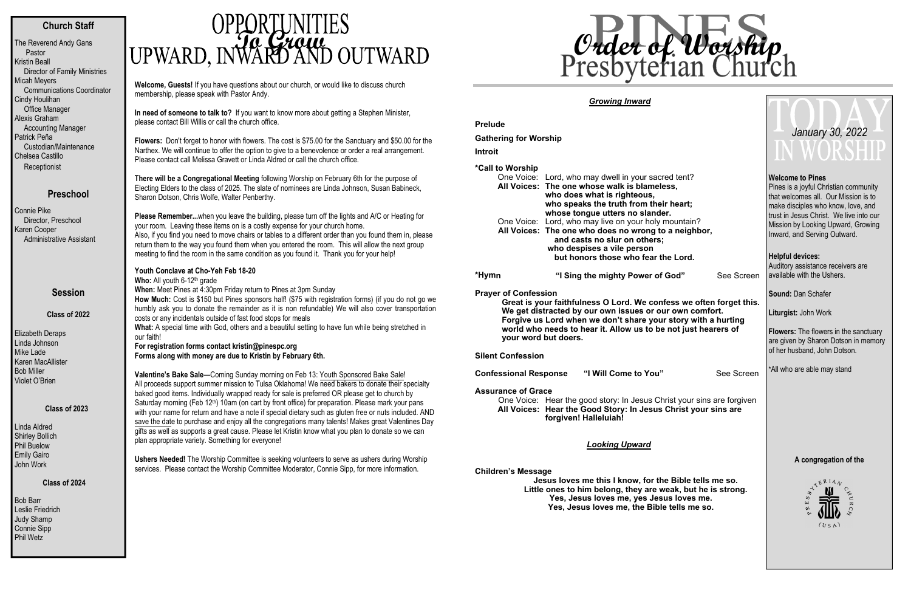## Church Staff

The Reverend Andy Gans
Pastor
Kristin Beall
Director of Family Ministries
Micah Meyers
Communications Coordinator
Cindy Houlihan
Office Manager
Alexis Graham
Accounting Manager
Patrick Peña
Custodian/Maintenance
Chelsea Castillo
Receptionist

## Preschool

Connie Pike
Director, Preschool
Karen Cooper
Administrative Assistant

## Session

**Class of 2022**

Elizabeth Deraps
Linda Johnson
Mike Lade
Karen MacAllister
Bob Miller
Violet O'Brien

**Class of 2023**

Linda Aldred
Shirley Bollich
Phil Buelow
Emily Gairo
John Work

**Class of 2024**

Bob Barr
Leslie Friedrich
Judy Shamp
Connie Sipp
Phil Wetz

# OPPORTUNITIES *To Grow* UPWARD, INWARD AND OUTWARD

**Welcome, Guests!** If you have questions about our church, or would like to discuss church membership, please speak with Pastor Andy.

**In need of someone to talk to?** If you want to know more about getting a Stephen Minister, please contact Bill Willis or call the church office.

**Flowers:** Don't forget to honor with flowers. The cost is $75.00 for the Sanctuary and $50.00 for the Narthex. We will continue to offer the option to give to a benevolence or order a real arrangement. Please contact call Melissa Gravett or Linda Aldred or call the church office.

**There will be a Congregational Meeting** following Worship on February 6th for the purpose of Electing Elders to the class of 2025. The slate of nominees are Linda Johnson, Susan Babineck, Sharon Dotson, Chris Wolfe, Walter Penberthy.

**Please Remember...**when you leave the building, please turn off the lights and A/C or Heating for your room. Leaving these items on is a costly expense for your church home.
Also, if you find you need to move chairs or tables to a different order than you found them in, please return them to the way you found them when you entered the room. This will allow the next group meeting to find the room in the same condition as you found it. Thank you for your help!

**Youth Conclave at Cho-Yeh Feb 18-20**
**Who:** All youth 6-12th grade
**When:** Meet Pines at 4:30pm Friday return to Pines at 3pm Sunday
**How Much:** Cost is $150 but Pines sponsors half! ($75 with registration forms) (if you do not go we humbly ask you to donate the remainder as it is non refundable) We will also cover transportation costs or any incidentals outside of fast food stops for meals
**What:** A special time with God, others and a beautiful setting to have fun while being stretched in our faith!
**For registration forms contact kristin@pinespc.org**
**Forms along with money are due to Kristin by February 6th.**

**Valentine's Bake Sale—**Coming Sunday morning on Feb 13: Youth Sponsored Bake Sale! All proceeds support summer mission to Tulsa Oklahoma! We need bakers to donate their specialty baked good items. Individually wrapped ready for sale is preferred OR please get to church by Saturday morning (Feb 12th) 10am (on cart by front office) for preparation. Please mark your pans with your name for return and have a note if special dietary such as gluten free or nuts included. AND save the date to purchase and enjoy all the congregations many talents! Makes great Valentines Day gifts as well as supports a great cause. Please let Kristin know what you plan to donate so we can plan appropriate variety. Something for everyone!

**Ushers Needed!** The Worship Committee is seeking volunteers to serve as ushers during Worship services. Please contact the Worship Committee Moderator, Connie Sipp, for more information.

# PINES Presbyterian Church
## *Order of Worship*

### *Growing Inward*

**Prelude**

**Gathering for Worship**

**Introit**

**\*Call to Worship**
One Voice: Lord, who may dwell in your sacred tent?
**All Voices: The one whose walk is blameless, who does what is righteous, who speaks the truth from their heart; whose tongue utters no slander.**
One Voice: Lord, who may live on your holy mountain?
**All Voices: The one who does no wrong to a neighbor, and casts no slur on others; who despises a vile person but honors those who fear the Lord.**

**\*Hymn** **"I Sing the mighty Power of God"** See Screen

**Prayer of Confession**
**Great is your faithfulness O Lord. We confess we often forget this. We get distracted by our own issues or our own comfort. Forgive us Lord when we don't share your story with a hurting world who needs to hear it. Allow us to be not just hearers of your word but doers.**

**Silent Confession**

**Confessional Response** **"I Will Come to You"** See Screen

**Assurance of Grace**
One Voice: Hear the good story: In Jesus Christ your sins are forgiven
**All Voices: Hear the Good Story: In Jesus Christ your sins are forgiven! Halleluiah!**

### *Looking Upward*

**Children's Message**
**Jesus loves me this I know, for the Bible tells me so.**
**Little ones to him belong, they are weak, but he is strong.**
**Yes, Jesus loves me, yes Jesus loves me.**
**Yes, Jesus loves me, the Bible tells me so.**

# TODAY IN WORSHIP
*January 30, 2022*

**Welcome to Pines**
Pines is a joyful Christian community that welcomes all. Our Mission is to make disciples who know, love, and trust in Jesus Christ. We live into our Mission by Looking Upward, Growing Inward, and Serving Outward.

**Helpful devices:**
Auditory assistance receivers are available with the Ushers.

**Sound:** Dan Schafer

**Liturgist:** John Work

**Flowers:** The flowers in the sanctuary are given by Sharon Dotson in memory of her husband, John Dotson.

\*All who are able may stand

**A congregation of the**

PRESBYTERIAN CHURCH (USA)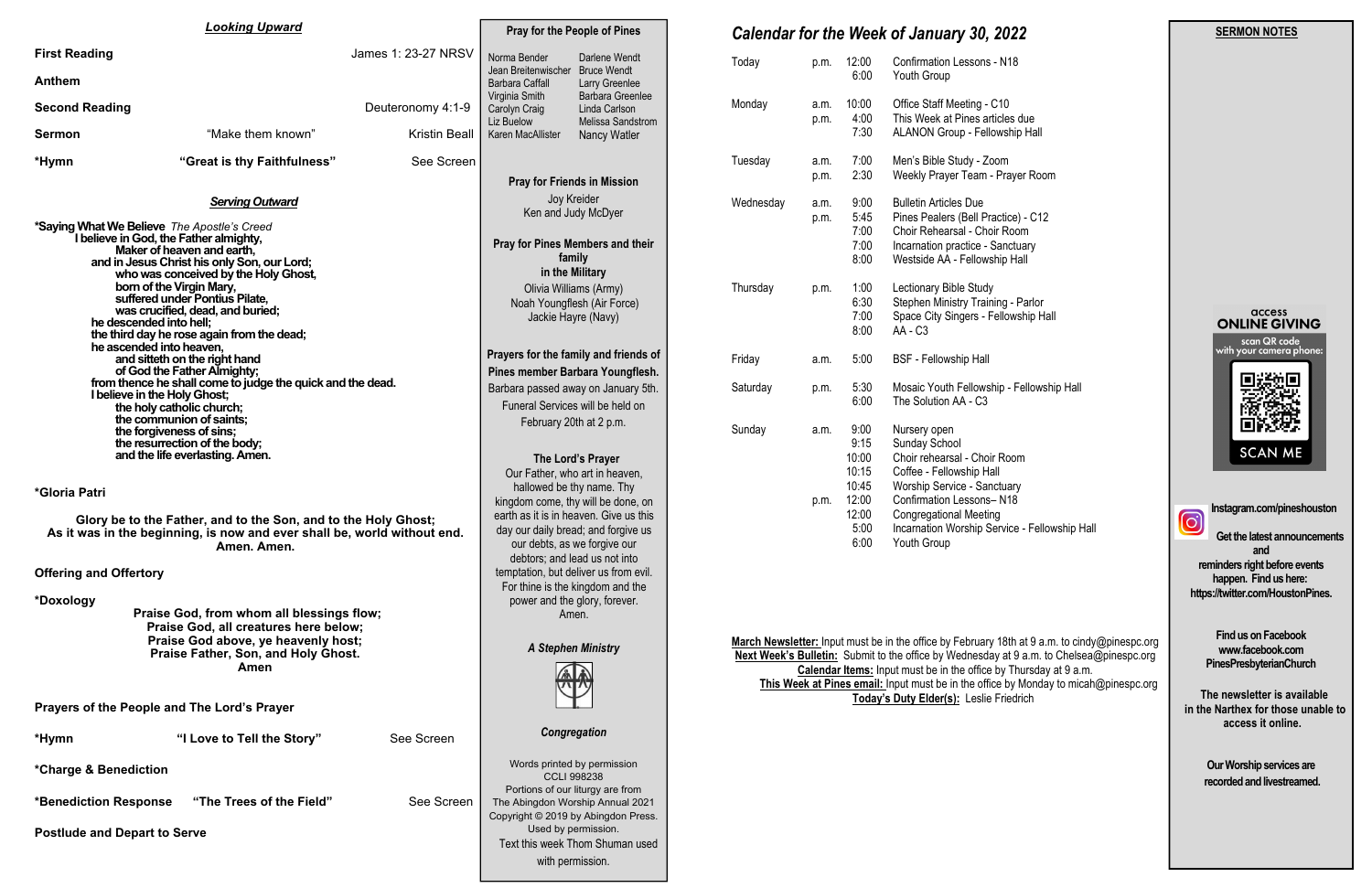## *Looking Upward*

**First Reading** James 1: 23-27 NRSV

**Anthem**

**Second Reading** Deuteronomy 4:1-9

**Sermon** "Make them known" Kristin Beall

***Hymn** **"Great is thy Faithfulness"** See Screen

## *Serving Outward*

***Saying What We Believe** *The Apostle's Creed*

**I believe in God, the Father almighty,**
**Maker of heaven and earth,**
**and in Jesus Christ his only Son, our Lord;**
**who was conceived by the Holy Ghost,**
**born of the Virgin Mary,**
**suffered under Pontius Pilate,**
**was crucified, dead, and buried;**
**he descended into hell;**
**the third day he rose again from the dead;**
**he ascended into heaven,**
**and sitteth on the right hand**
**of God the Father Almighty;**
**from thence he shall come to judge the quick and the dead.**
**I believe in the Holy Ghost;**
**the holy catholic church;**
**the communion of saints;**
**the forgiveness of sins;**
**the resurrection of the body;**
**and the life everlasting. Amen.**

***Gloria Patri**

**Glory be to the Father, and to the Son, and to the Holy Ghost;**
**As it was in the beginning, is now and ever shall be, world without end.**
**Amen. Amen.**

**Offering and Offertory**

***Doxology**

**Praise God, from whom all blessings flow;**
**Praise God, all creatures here below;**
**Praise God above, ye heavenly host;**
**Praise Father, Son, and Holy Ghost.**
**Amen**

**Prayers of the People and The Lord's Prayer**

***Hymn** **"I Love to Tell the Story"** See Screen

***Charge & Benediction**

***Benediction Response** **"The Trees of the Field"** See Screen

**Postlude and Depart to Serve**

### Pray for the People of Pines

Norma Bender, Jean Breitenwischer, Barbara Caffall, Virginia Smith, Carolyn Craig, Liz Buelow, Karen MacAllister, Darlene Wendt, Bruce Wendt, Larry Greenlee, Barbara Greenlee, Linda Carlson, Melissa Sandstrom, Nancy Watler

### Pray for Friends in Mission

Joy Kreider
Ken and Judy McDyer

### Pray for Pines Members and their family in the Military

Olivia Williams (Army)
Noah Youngflesh (Air Force)
Jackie Hayre (Navy)

**Prayers for the family and friends of Pines member Barbara Youngflesh.** Barbara passed away on January 5th. Funeral Services will be held on February 20th at 2 p.m.

### The Lord's Prayer

Our Father, who art in heaven, hallowed be thy name. Thy kingdom come, thy will be done, on earth as it is in heaven. Give us this day our daily bread; and forgive us our debts, as we forgive our debtors; and lead us not into temptation, but deliver us from evil. For thine is the kingdom and the power and the glory, forever. Amen.

*A Stephen Ministry*

*Congregation*

Words printed by permission
CCLI 998238
Portions of our liturgy are from The Abingdon Worship Annual 2021 Copyright © 2019 by Abingdon Press. Used by permission.
Text this week Thom Shuman used with permission.

## *Calendar for the Week of January 30, 2022*

| | | | |
|---|---|---|---|
| Today | p.m. | 12:00 | Confirmation Lessons - N18 |
| | | 6:00 | Youth Group |
| Monday | a.m. | 10:00 | Office Staff Meeting - C10 |
| | p.m. | 4:00 | This Week at Pines articles due |
| | | 7:30 | ALANON Group - Fellowship Hall |
| Tuesday | a.m. | 7:00 | Men's Bible Study - Zoom |
| | p.m. | 2:30 | Weekly Prayer Team - Prayer Room |
| Wednesday | a.m. | 9:00 | Bulletin Articles Due |
| | p.m. | 5:45 | Pines Pealers (Bell Practice) - C12 |
| | | 7:00 | Choir Rehearsal - Choir Room |
| | | 7:00 | Incarnation practice - Sanctuary |
| | | 8:00 | Westside AA - Fellowship Hall |
| Thursday | p.m. | 1:00 | Lectionary Bible Study |
| | | 6:30 | Stephen Ministry Training - Parlor |
| | | 7:00 | Space City Singers - Fellowship Hall |
| | | 8:00 | AA - C3 |
| Friday | a.m. | 5:00 | BSF - Fellowship Hall |
| Saturday | p.m. | 5:30 | Mosaic Youth Fellowship - Fellowship Hall |
| | | 6:00 | The Solution AA - C3 |
| Sunday | a.m. | 9:00 | Nursery open |
| | | 9:15 | Sunday School |
| | | 10:00 | Choir rehearsal - Choir Room |
| | | 10:15 | Coffee - Fellowship Hall |
| | | 10:45 | Worship Service - Sanctuary |
| | p.m. | 12:00 | Confirmation Lessons– N18 |
| | | 12:00 | Congregational Meeting |
| | | 5:00 | Incarnation Worship Service - Fellowship Hall |
| | | 6:00 | Youth Group |

**March Newsletter:** Input must be in the office by February 18th at 9 a.m. to cindy@pinespc.org
**Next Week's Bulletin:** Submit to the office by Wednesday at 9 a.m. to Chelsea@pinespc.org
**Calendar Items:** Input must be in the office by Thursday at 9 a.m.
**This Week at Pines email:** Input must be in the office by Monday to micah@pinespc.org
**Today's Duty Elder(s):** Leslie Friedrich

### SERMON NOTES

access
ONLINE GIVING
scan QR code with your camera phone:
SCAN ME

**Instagram.com/pineshouston**

**Get the latest announcements and reminders right before events happen. Find us here: https://twitter.com/HoustonPines.**

**Find us on Facebook**
**www.facebook.com**
**PinesPresbyterianChurch**

**The newsletter is available in the Narthex for those unable to access it online.**

**Our Worship services are recorded and livestreamed.**